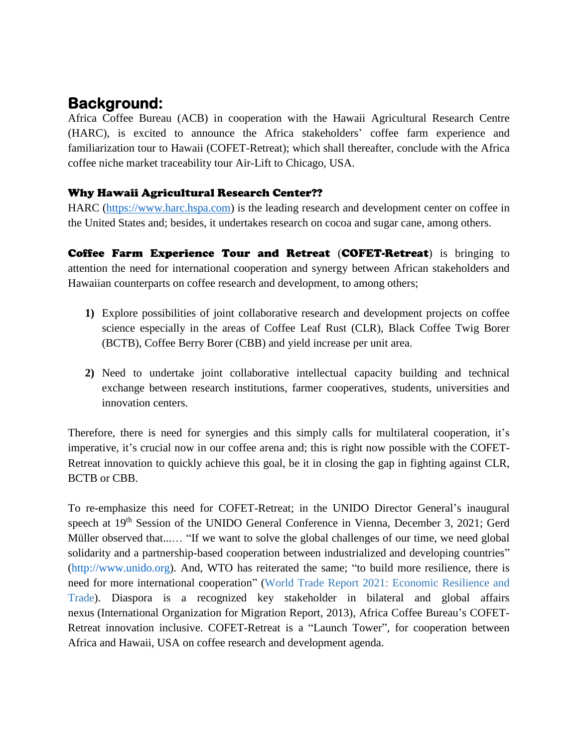## Background:

Africa Coffee Bureau (ACB) in cooperation with the Hawaii Agricultural Research Centre (HARC), is excited to announce the Africa stakeholders' coffee farm experience and familiarization tour to Hawaii (COFET-Retreat); which shall thereafter, conclude with the Africa coffee niche market traceability tour Air-Lift to Chicago, USA.

### Why Hawaii Agricultural Research Center??

HARC (https://www.harc.hspa.com) is the leading research and development center on coffee in the United States and; besides, it undertakes research on cocoa and sugar cane, among others.

**Coffee Farm Experience Tour and Retreat** (**COFET-Retreat**) is bringing to attention the need for international cooperation and synergy between African stakeholders and Hawaiian counterparts on coffee research and development, to among others;

1) Explore possibilities of joint collaborative research and development projects on coffee science especially in the areas of Coffee Leaf Rust (CLR), Black Coffee Twig Borer (BCTB), Coffee Berry Borer (CBB) and yield increase per unit area.

2) Need to undertake joint collaborative intellectual capacity building and technical exchange between research institutions, farmer cooperatives, students, universities and innovation centers.

Therefore, there is need for synergies and this simply calls for multilateral cooperation, it's imperative, it's crucial now in our coffee arena and; this is right now possible with the COFET-Retreat innovation to quickly achieve this goal, be it in closing the gap in fighting against CLR, BCTB or CBB.

To re-emphasize this need for COFET-Retreat; in the UNIDO Director General's inaugural speech at 19th Session of the UNIDO General Conference in Vienna, December 3, 2021; Gerd Müller observed that...… "If we want to solve the global challenges of our time, we need global solidarity and a partnership-based cooperation between industrialized and developing countries" (http://www.unido.org). And, WTO has reiterated the same; "to build more resilience, there is need for more international cooperation" (World Trade Report 2021: Economic Resilience and Trade). Diaspora is a recognized key stakeholder in bilateral and global affairs nexus (International Organization for Migration Report, 2013), Africa Coffee Bureau's COFET-Retreat innovation inclusive. COFET-Retreat is a "Launch Tower", for cooperation between Africa and Hawaii, USA on coffee research and development agenda.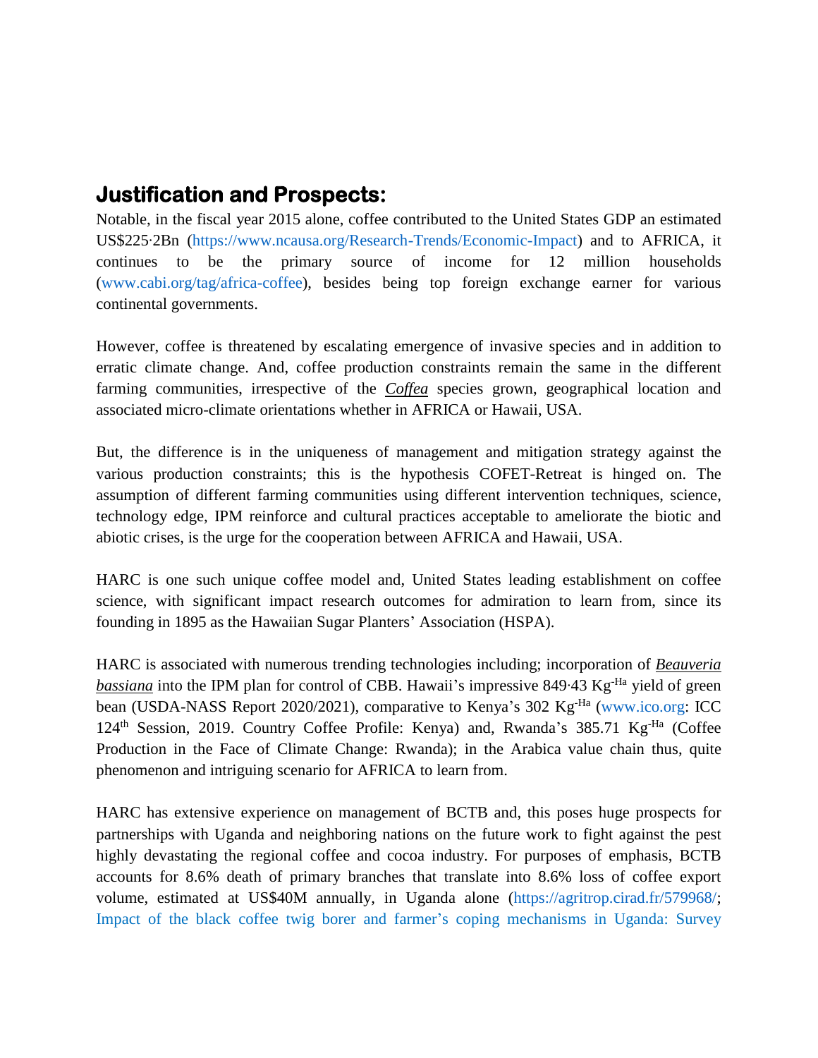## Justification and Prospects:

Notable, in the fiscal year 2015 alone, coffee contributed to the United States GDP an estimated US$225·2Bn (https://www.ncausa.org/Research-Trends/Economic-Impact) and to AFRICA, it continues to be the primary source of income for 12 million households (www.cabi.org/tag/africa-coffee), besides being top foreign exchange earner for various continental governments.

However, coffee is threatened by escalating emergence of invasive species and in addition to erratic climate change. And, coffee production constraints remain the same in the different farming communities, irrespective of the ***Coffea*** species grown, geographical location and associated micro-climate orientations whether in AFRICA or Hawaii, USA.

But, the difference is in the uniqueness of management and mitigation strategy against the various production constraints; this is the hypothesis COFET-Retreat is hinged on. The assumption of different farming communities using different intervention techniques, science, technology edge, IPM reinforce and cultural practices acceptable to ameliorate the biotic and abiotic crises, is the urge for the cooperation between AFRICA and Hawaii, USA.

HARC is one such unique coffee model and, United States leading establishment on coffee science, with significant impact research outcomes for admiration to learn from, since its founding in 1895 as the Hawaiian Sugar Planters' Association (HSPA).

HARC is associated with numerous trending technologies including; incorporation of ***Beauveria bassiana*** into the IPM plan for control of CBB. Hawaii's impressive 849·43 $Kg^{-Ha}$ yield of green bean (USDA-NASS Report 2020/2021), comparative to Kenya's 302 $Kg^{-Ha}$ (www.ico.org: ICC 124th Session, 2019. Country Coffee Profile: Kenya) and, Rwanda's 385.71 $Kg^{-Ha}$ (Coffee Production in the Face of Climate Change: Rwanda); in the Arabica value chain thus, quite phenomenon and intriguing scenario for AFRICA to learn from.

HARC has extensive experience on management of BCTB and, this poses huge prospects for partnerships with Uganda and neighboring nations on the future work to fight against the pest highly devastating the regional coffee and cocoa industry. For purposes of emphasis, BCTB accounts for 8.6% death of primary branches that translate into 8.6% loss of coffee export volume, estimated at US$40M annually, in Uganda alone (https://agritrop.cirad.fr/579968/; Impact of the black coffee twig borer and farmer's coping mechanisms in Uganda: Survey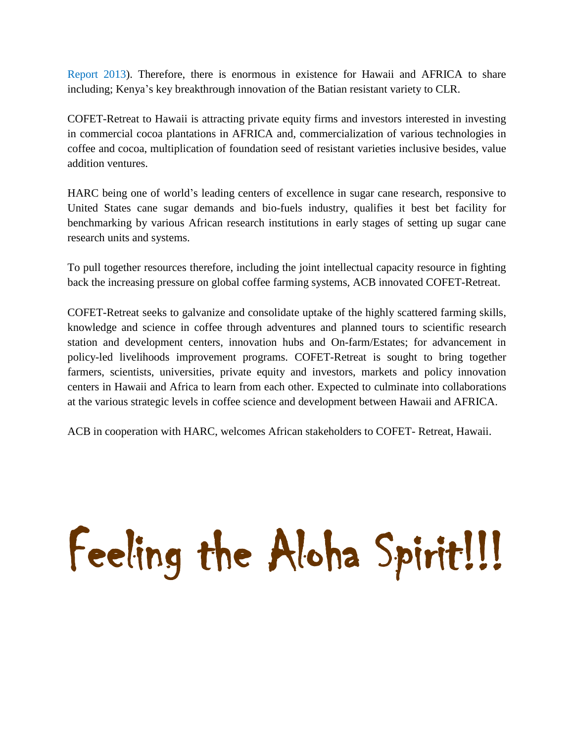Report 2013). Therefore, there is enormous in existence for Hawaii and AFRICA to share including; Kenya's key breakthrough innovation of the Batian resistant variety to CLR.

COFET-Retreat to Hawaii is attracting private equity firms and investors interested in investing in commercial cocoa plantations in AFRICA and, commercialization of various technologies in coffee and cocoa, multiplication of foundation seed of resistant varieties inclusive besides, value addition ventures.

HARC being one of world's leading centers of excellence in sugar cane research, responsive to United States cane sugar demands and bio-fuels industry, qualifies it best bet facility for benchmarking by various African research institutions in early stages of setting up sugar cane research units and systems.

To pull together resources therefore, including the joint intellectual capacity resource in fighting back the increasing pressure on global coffee farming systems, ACB innovated COFET-Retreat.

COFET-Retreat seeks to galvanize and consolidate uptake of the highly scattered farming skills, knowledge and science in coffee through adventures and planned tours to scientific research station and development centers, innovation hubs and On-farm/Estates; for advancement in policy-led livelihoods improvement programs. COFET-Retreat is sought to bring together farmers, scientists, universities, private equity and investors, markets and policy innovation centers in Hawaii and Africa to learn from each other. Expected to culminate into collaborations at the various strategic levels in coffee science and development between Hawaii and AFRICA.

ACB in cooperation with HARC, welcomes African stakeholders to COFET- Retreat, Hawaii.

# Feeling the Aloha Spirit!!!